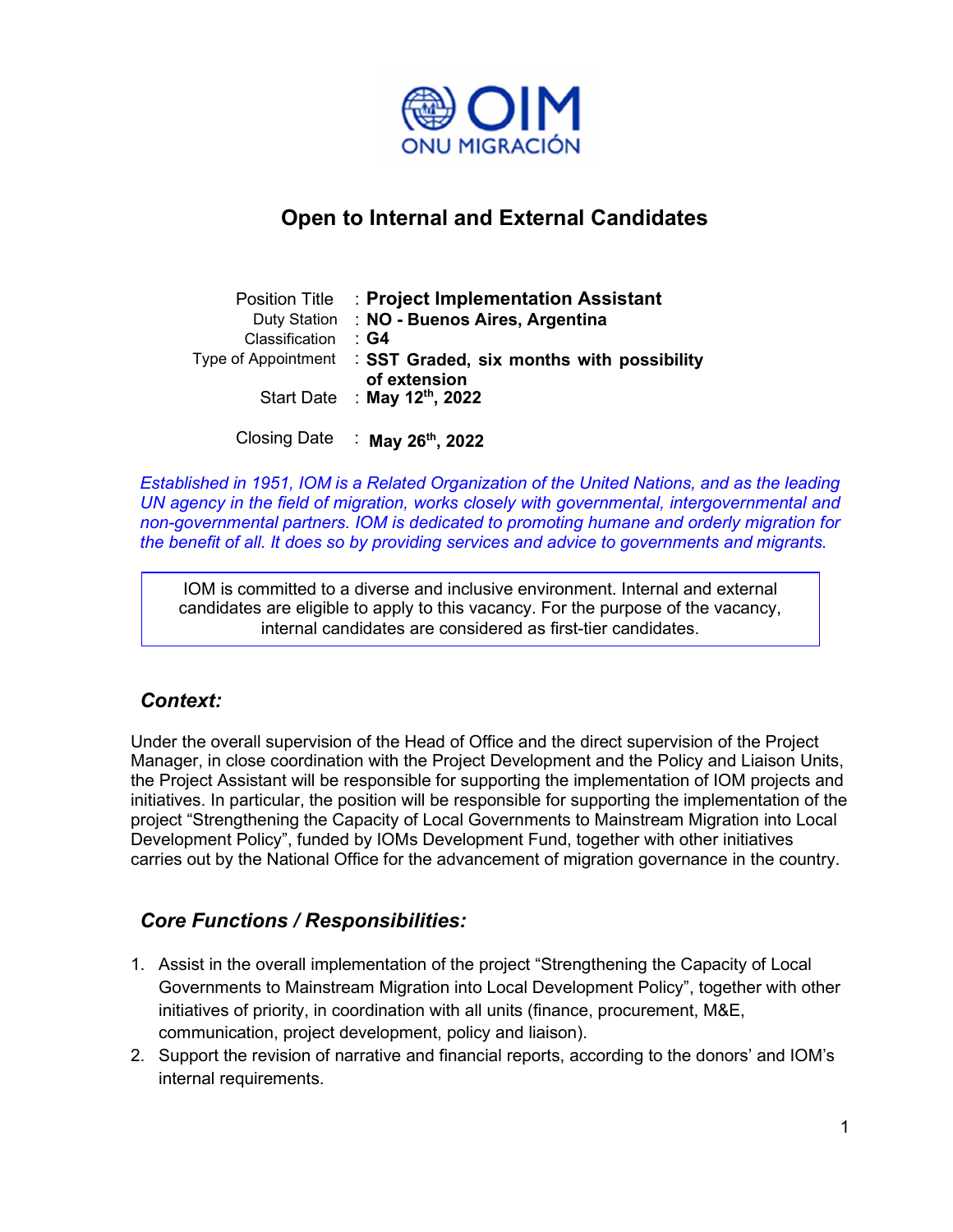OIM
ONU MIGRACIÓN

# Open to Internal and External Candidates

| | |
|---|---|
| Position Title | : **Project Implementation Assistant** |
| Duty Station | : **NO - Buenos Aires, Argentina** |
| Classification | : **G4** |
| Type of Appointment | : **SST Graded, six months with possibility of extension** |
| Start Date | : **May 12th, 2022** |
| Closing Date | : **May 26th, 2022** |

*Established in 1951, IOM is a Related Organization of the United Nations, and as the leading UN agency in the field of migration, works closely with governmental, intergovernmental and non-governmental partners. IOM is dedicated to promoting humane and orderly migration for the benefit of all. It does so by providing services and advice to governments and migrants.*

> IOM is committed to a diverse and inclusive environment. Internal and external candidates are eligible to apply to this vacancy. For the purpose of the vacancy, internal candidates are considered as first-tier candidates.

## *Context:*

Under the overall supervision of the Head of Office and the direct supervision of the Project Manager, in close coordination with the Project Development and the Policy and Liaison Units, the Project Assistant will be responsible for supporting the implementation of IOM projects and initiatives. In particular, the position will be responsible for supporting the implementation of the project "Strengthening the Capacity of Local Governments to Mainstream Migration into Local Development Policy", funded by IOMs Development Fund, together with other initiatives carries out by the National Office for the advancement of migration governance in the country.

## *Core Functions / Responsibilities:*

1. Assist in the overall implementation of the project "Strengthening the Capacity of Local Governments to Mainstream Migration into Local Development Policy", together with other initiatives of priority, in coordination with all units (finance, procurement, M&E, communication, project development, policy and liaison).
2. Support the revision of narrative and financial reports, according to the donors' and IOM's internal requirements.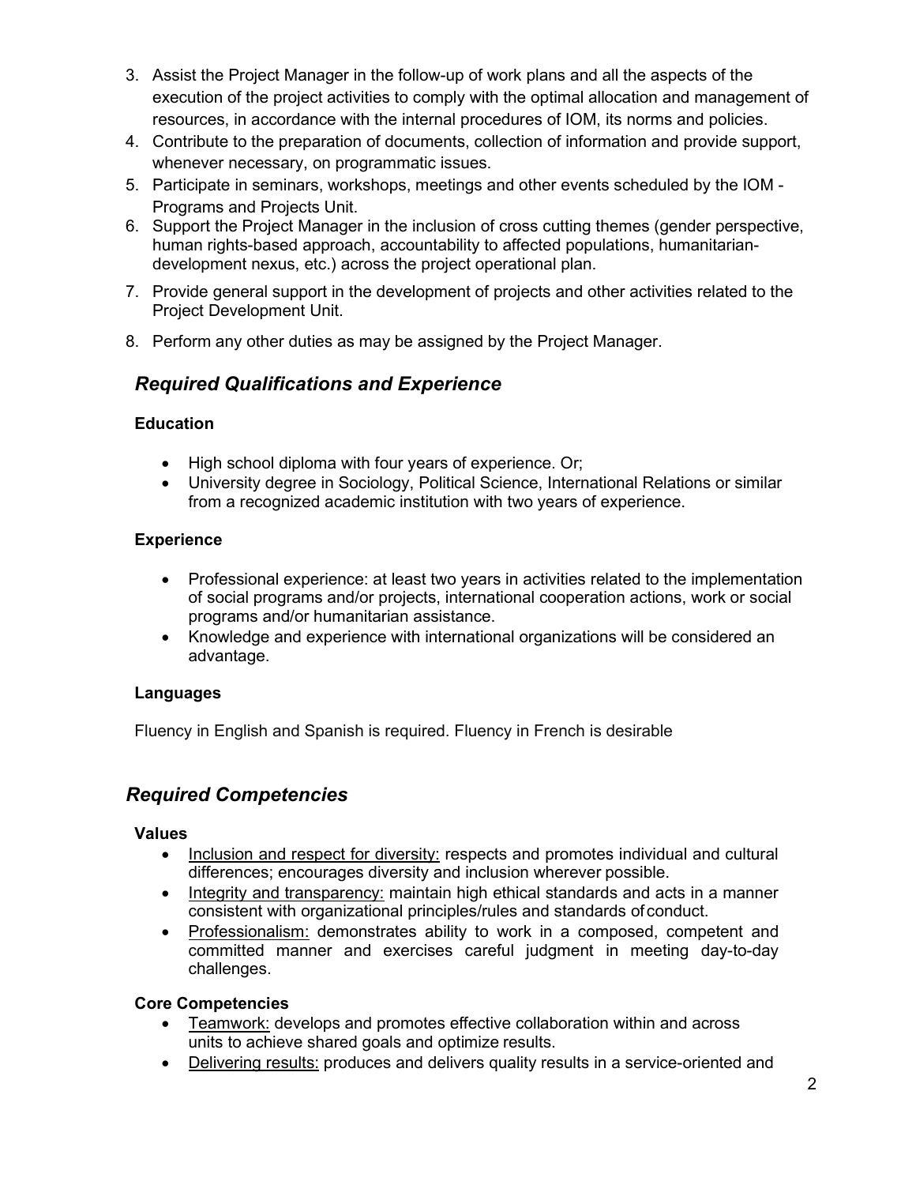3. Assist the Project Manager in the follow-up of work plans and all the aspects of the execution of the project activities to comply with the optimal allocation and management of resources, in accordance with the internal procedures of IOM, its norms and policies.
4. Contribute to the preparation of documents, collection of information and provide support, whenever necessary, on programmatic issues.
5. Participate in seminars, workshops, meetings and other events scheduled by the IOM - Programs and Projects Unit.
6. Support the Project Manager in the inclusion of cross cutting themes (gender perspective, human rights-based approach, accountability to affected populations, humanitarian-development nexus, etc.) across the project operational plan.
7. Provide general support in the development of projects and other activities related to the Project Development Unit.
8. Perform any other duties as may be assigned by the Project Manager.

## *Required Qualifications and Experience*

**Education**

- High school diploma with four years of experience. Or;
- University degree in Sociology, Political Science, International Relations or similar from a recognized academic institution with two years of experience.

**Experience**

- Professional experience: at least two years in activities related to the implementation of social programs and/or projects, international cooperation actions, work or social programs and/or humanitarian assistance.
- Knowledge and experience with international organizations will be considered an advantage.

**Languages**

Fluency in English and Spanish is required. Fluency in French is desirable

## *Required Competencies*

**Values**

- Inclusion and respect for diversity: respects and promotes individual and cultural differences; encourages diversity and inclusion wherever possible.
- Integrity and transparency: maintain high ethical standards and acts in a manner consistent with organizational principles/rules and standards of conduct.
- Professionalism: demonstrates ability to work in a composed, competent and committed manner and exercises careful judgment in meeting day-to-day challenges.

**Core Competencies**

- Teamwork: develops and promotes effective collaboration within and across units to achieve shared goals and optimize results.
- Delivering results: produces and delivers quality results in a service-oriented and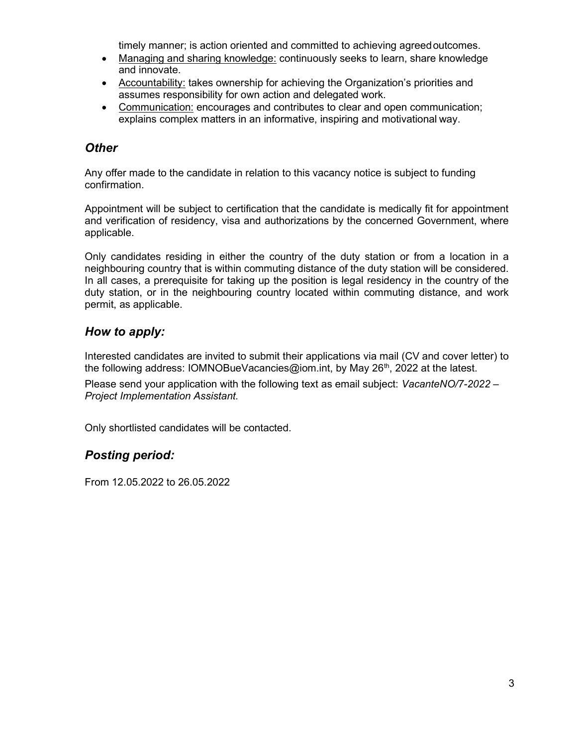timely manner; is action oriented and committed to achieving agreed outcomes.

- Managing and sharing knowledge: continuously seeks to learn, share knowledge and innovate.
- Accountability: takes ownership for achieving the Organization's priorities and assumes responsibility for own action and delegated work.
- Communication: encourages and contributes to clear and open communication; explains complex matters in an informative, inspiring and motivational way.

## *Other*

Any offer made to the candidate in relation to this vacancy notice is subject to funding confirmation.

Appointment will be subject to certification that the candidate is medically fit for appointment and verification of residency, visa and authorizations by the concerned Government, where applicable.

Only candidates residing in either the country of the duty station or from a location in a neighbouring country that is within commuting distance of the duty station will be considered. In all cases, a prerequisite for taking up the position is legal residency in the country of the duty station, or in the neighbouring country located within commuting distance, and work permit, as applicable.

## *How to apply:*

Interested candidates are invited to submit their applications via mail (CV and cover letter) to the following address: IOMNOBueVacancies@iom.int, by May 26th, 2022 at the latest.

Please send your application with the following text as email subject: *VacanteNO/7-2022 – Project Implementation Assistant.*

Only shortlisted candidates will be contacted.

## *Posting period:*

From 12.05.2022 to 26.05.2022